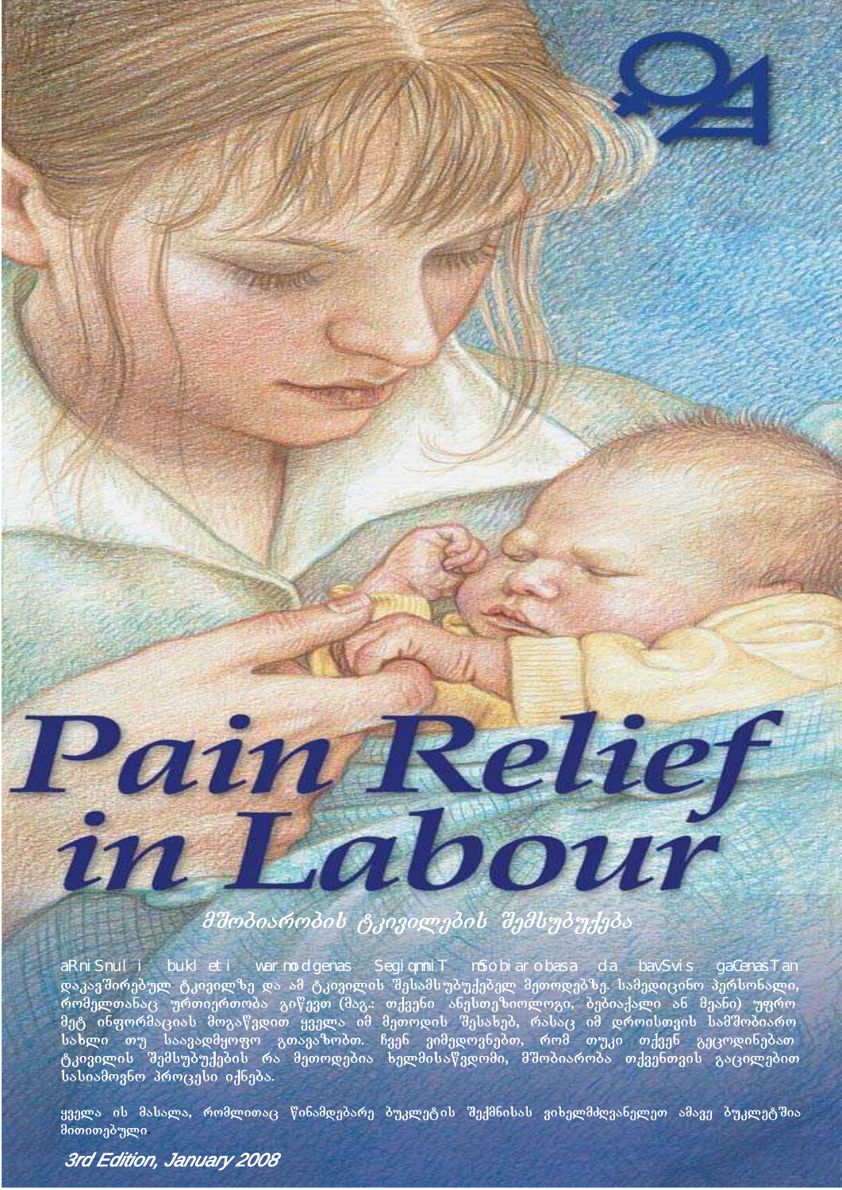# Pain Relief in Labour

## მშობიარობის ტკივილების შემსუბუქება

aRniSnul i bukl et i war mo dgenas SegiqmniT nSo bi ar obasa da bavSvis gaCenasT an დაკავშირებულ ტკივილზე და ამ ტკივილის შესამსუბუქებელ მეთოდებზე. სამედიცინო პერსონალი, რომელთანაც ურთიერთობა გიწევთ (მაგ.: თქვენი ანესთეზიოლოგი, ბებიაქალი ან მეანი) უფრო მეტ ინფორმაციას მოგაწვდით ყველა იმ მეთოდის შესახებ, რასაც იმ დროისთვის სამშობიარო სახლი თუ საავადმყოფო გთავაზობთ. ჩვენ ვიმედოვნებთ, რომ თუკი თქვენ გეცოდინებათ ტკივილის შემსუბუქების რა მეთოდებია ხელმისაწვდომი, მშობიარობა თქვენთვის გაცილებით სასიამოვნო პროცესი იქნება.

ყველა ის მასალა, რომლითაც წინამდებარე ბუკლეტის შექმნისას ვიხელმძღვანელეთ ამავე ბუკლეტშია მითითებული.

*3rd Edition, January 2008*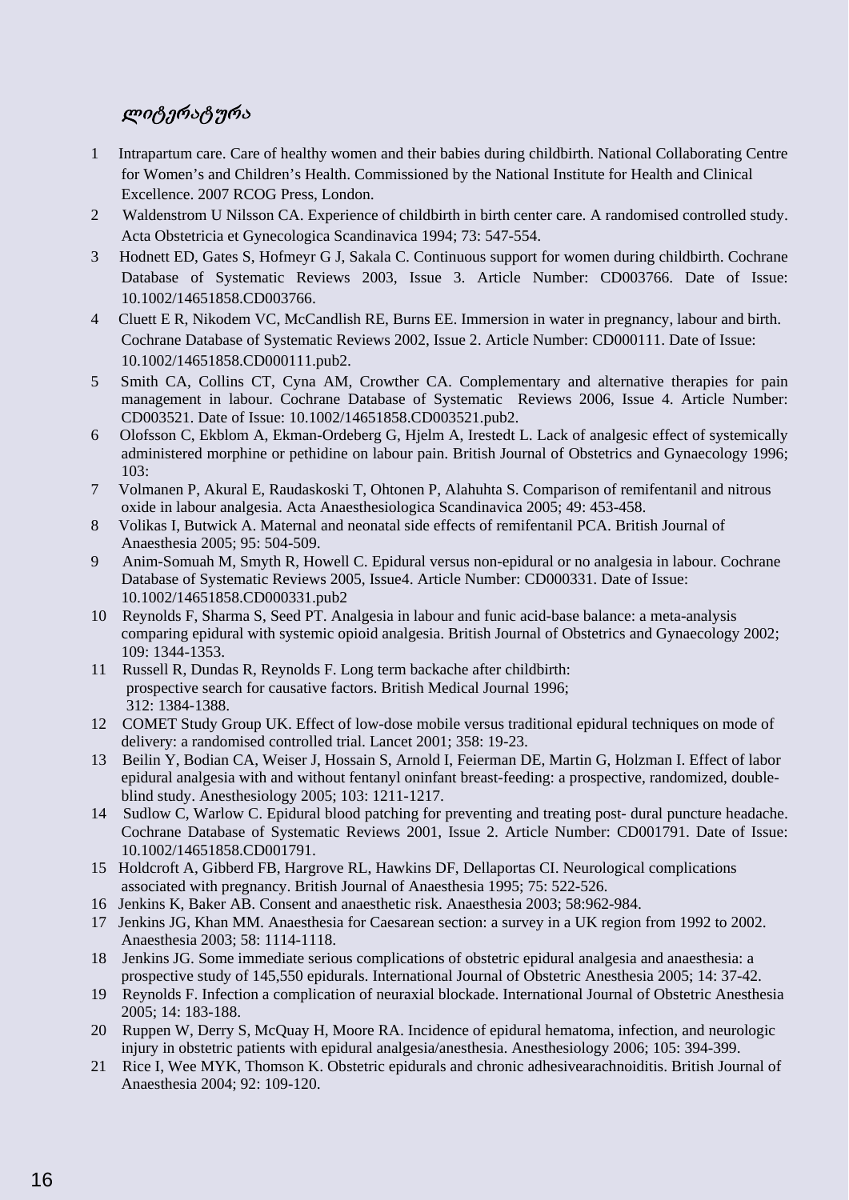## ლიტერატურა

1. Intrapartum care. Care of healthy women and their babies during childbirth. National Collaborating Centre for Women's and Children's Health. Commissioned by the National Institute for Health and Clinical Excellence. 2007 RCOG Press, London.
2. Waldenstrom U Nilsson CA. Experience of childbirth in birth center care. A randomised controlled study. Acta Obstetricia et Gynecologica Scandinavica 1994; 73: 547-554.
3. Hodnett ED, Gates S, Hofmeyr G J, Sakala C. Continuous support for women during childbirth. Cochrane Database of Systematic Reviews 2003, Issue 3. Article Number: CD003766. Date of Issue: 10.1002/14651858.CD003766.
4. Cluett E R, Nikodem VC, McCandlish RE, Burns EE. Immersion in water in pregnancy, labour and birth. Cochrane Database of Systematic Reviews 2002, Issue 2. Article Number: CD000111. Date of Issue: 10.1002/14651858.CD000111.pub2.
5. Smith CA, Collins CT, Cyna AM, Crowther CA. Complementary and alternative therapies for pain management in labour. Cochrane Database of Systematic Reviews 2006, Issue 4. Article Number: CD003521. Date of Issue: 10.1002/14651858.CD003521.pub2.
6. Olofsson C, Ekblom A, Ekman-Ordeberg G, Hjelm A, Irestedt L. Lack of analgesic effect of systemically administered morphine or pethidine on labour pain. British Journal of Obstetrics and Gynaecology 1996; 103:
7. Volmanen P, Akural E, Raudaskoski T, Ohtonen P, Alahuhta S. Comparison of remifentanil and nitrous oxide in labour analgesia. Acta Anaesthesiologica Scandinavica 2005; 49: 453-458.
8. Volikas I, Butwick A. Maternal and neonatal side effects of remifentanil PCA. British Journal of Anaesthesia 2005; 95: 504-509.
9. Anim-Somuah M, Smyth R, Howell C. Epidural versus non-epidural or no analgesia in labour. Cochrane Database of Systematic Reviews 2005, Issue4. Article Number: CD000331. Date of Issue: 10.1002/14651858.CD000331.pub2
10. Reynolds F, Sharma S, Seed PT. Analgesia in labour and funic acid-base balance: a meta-analysis comparing epidural with systemic opioid analgesia. British Journal of Obstetrics and Gynaecology 2002; 109: 1344-1353.
11. Russell R, Dundas R, Reynolds F. Long term backache after childbirth: prospective search for causative factors. British Medical Journal 1996; 312: 1384-1388.
12. COMET Study Group UK. Effect of low-dose mobile versus traditional epidural techniques on mode of delivery: a randomised controlled trial. Lancet 2001; 358: 19-23.
13. Beilin Y, Bodian CA, Weiser J, Hossain S, Arnold I, Feierman DE, Martin G, Holzman I. Effect of labor epidural analgesia with and without fentanyl oninfant breast-feeding: a prospective, randomized, double-blind study. Anesthesiology 2005; 103: 1211-1217.
14. Sudlow C, Warlow C. Epidural blood patching for preventing and treating post- dural puncture headache. Cochrane Database of Systematic Reviews 2001, Issue 2. Article Number: CD001791. Date of Issue: 10.1002/14651858.CD001791.
15. Holdcroft A, Gibberd FB, Hargrove RL, Hawkins DF, Dellaportas CI. Neurological complications associated with pregnancy. British Journal of Anaesthesia 1995; 75: 522-526.
16. Jenkins K, Baker AB. Consent and anaesthetic risk. Anaesthesia 2003; 58:962-984.
17. Jenkins JG, Khan MM. Anaesthesia for Caesarean section: a survey in a UK region from 1992 to 2002. Anaesthesia 2003; 58: 1114-1118.
18. Jenkins JG. Some immediate serious complications of obstetric epidural analgesia and anaesthesia: a prospective study of 145,550 epidurals. International Journal of Obstetric Anesthesia 2005; 14: 37-42.
19. Reynolds F. Infection a complication of neuraxial blockade. International Journal of Obstetric Anesthesia 2005; 14: 183-188.
20. Ruppen W, Derry S, McQuay H, Moore RA. Incidence of epidural hematoma, infection, and neurologic injury in obstetric patients with epidural analgesia/anesthesia. Anesthesiology 2006; 105: 394-399.
21. Rice I, Wee MYK, Thomson K. Obstetric epidurals and chronic adhesivearachnoiditis. British Journal of Anaesthesia 2004; 92: 109-120.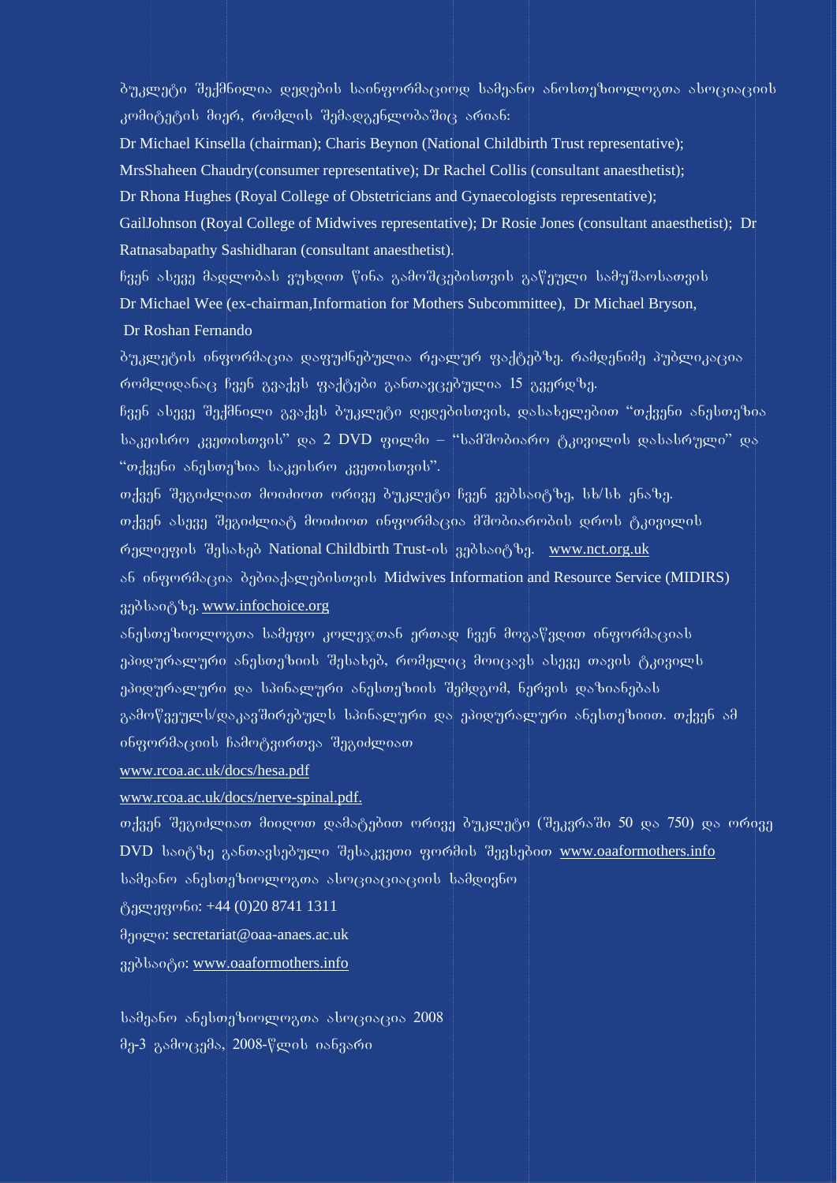ბუკლეტი შექმნილია დედების საინფორმაციოდ სამეანო ანოსთეზიოლოგთა ასოციაციის კომიტეტის მიერ, რომლის შემადგენლობაშიც არიან:

Dr Michael Kinsella (chairman); Charis Beynon (National Childbirth Trust representative); MrsShaheen Chaudry(consumer representative); Dr Rachel Collis (consultant anaesthetist); Dr Rhona Hughes (Royal College of Obstetricians and Gynaecologists representative); GailJohnson (Royal College of Midwives representative); Dr Rosie Jones (consultant anaesthetist); Dr Ratnasabapathy Sashidharan (consultant anaesthetist).

ჩვენ ასევე მადლობას ვუხდით წინა გამოშვებისთვის გაწეული სამუშაოსათვის Dr Michael Wee (ex-chairman,Information for Mothers Subcommittee), Dr Michael Bryson, Dr Roshan Fernando

ბუკლეტის ინფორმაცია დაფუძნებულია რეალურ ფაქტებზე. რამდენიმე პუბლიკაცია რომლიდანაც ჩვენ გვაქვს ფაქტები განთავცებულია 15 გვერდზე.

ჩვენ ასევე შექმნილი გვაქვს ბუკლეტი დედებისთვის, დასახელებით "თქვენი ანესთეზია საკეისრო კვეთისთვის" და 2 DVD ფილმი – "სამშობიარო ტკივილის დასასრული" და "თქვენი ანესთეზია საკეისრო კვეთისთვის".

თქვენ შეგიძლიათ მოიძიოთ ორივე ბუკლეტი ჩვენ ვებსაიტზე, სხ/სხ ენაზე.

თქვენ ასევე შეგიძლიატ მოიძიოთ ინფორმაცია მშობიარობის დროს ტკივილის რელიეფის შესახებ National Childbirth Trust-ის ვებსაიტზე. www.nct.org.uk

ან ინფორმაცია ბებიაქალებისთვის Midwives Information and Resource Service (MIDIRS) ვებსაიტზე. www.infochoice.org

ანესთეზიოლოგთა სამეფო კოლეჯთან ერთად ჩვენ მოგაწვდით ინფორმაციას ეპიდურალური ანესთეზიის შესახებ, რომელიც მოიცავს ასევე თავის ტკივილს ეპიდურალური და სპინალური ანესთეზიის შემდგომ, ნერვის დაზიანებას გამოწვეულს/დაკავშირებულს სპინალური და ეპიდურალური ანესთეზიით. თქვენ ამ ინფორმაციის ჩამოტვირთვა შეგიძლიათ

www.rcoa.ac.uk/docs/hesa.pdf

www.rcoa.ac.uk/docs/nerve-spinal.pdf.

თქვენ შეგიძლიათ მიიღოთ დამატებით ორივე ბუკლეტი (შეკვრაში 50 და 750) და ორივე DVD საიტზე განთავსებული შესაკვეთი ფორმის შევსებით www.oaaformothers.info

სამეანო ანესთეზიოლოგთა ასოციაციაციის სამდივნო

ტელეფონი: +44 (0)20 8741 1311

მეილი: secretariat@oaa-anaes.ac.uk

ვებსაიტი: www.oaaformothers.info

სამეანო ანესთეზიოლოგთა ასოციაცია 2008

მე-3 გამოცემა, 2008-წლის იანვარი